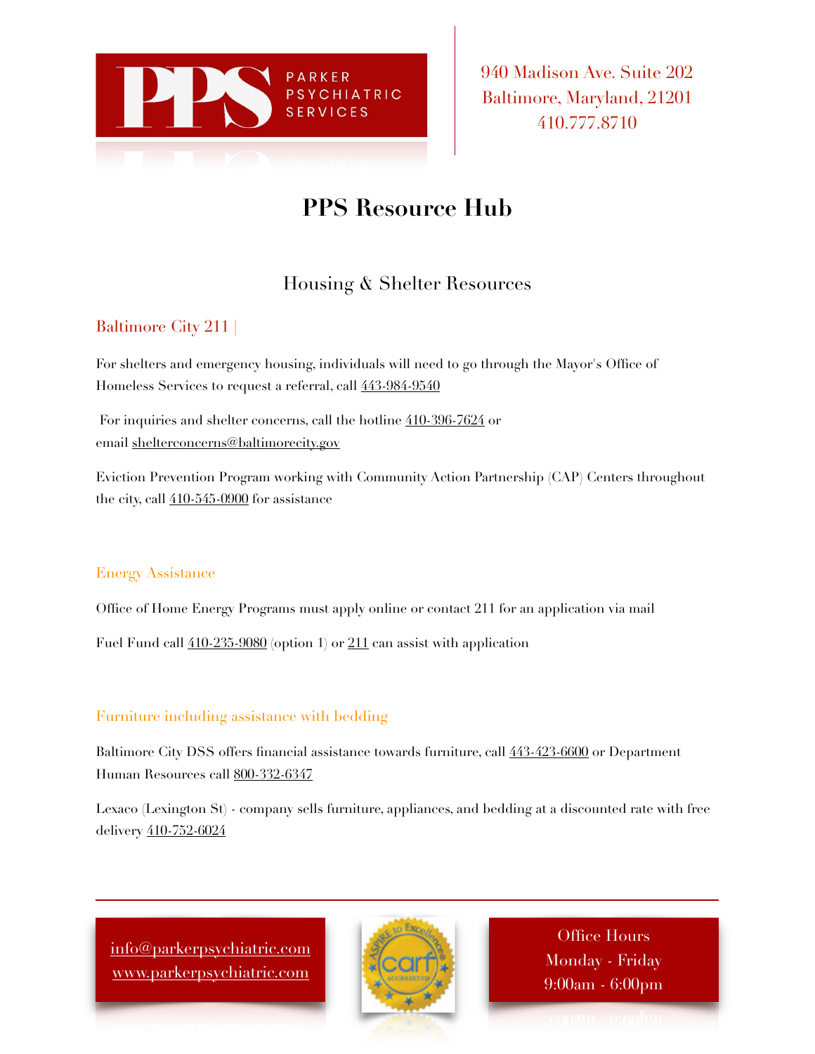PARKER PSYCHIATRIC SERVICES

940 Madison Ave. Suite 202
Baltimore, Maryland, 21201
410.777.8710

# PPS Resource Hub

## Housing & Shelter Resources

### Baltimore City 211 |

For shelters and emergency housing, individuals will need to go through the Mayor's Office of Homeless Services to request a referral, call 443-984-9540

For inquiries and shelter concerns, call the hotline 410-396-7624 or email shelterconcerns@baltimorecity.gov

Eviction Prevention Program working with Community Action Partnership (CAP) Centers throughout the city, call 410-545-0900 for assistance

### Energy Assistance

Office of Home Energy Programs must apply online or contact 211 for an application via mail

Fuel Fund call 410-235-9080 (option 1) or 211 can assist with application

### Furniture including assistance with bedding

Baltimore City DSS offers financial assistance towards furniture, call 443-423-6600 or Department Human Resources call 800-332-6347

Lexaco (Lexington St) - company sells furniture, appliances, and bedding at a discounted rate with free delivery 410-752-6024

info@parkerpsychiatric.com
www.parkerpsychiatric.com

Office Hours
Monday - Friday
9:00am - 6:00pm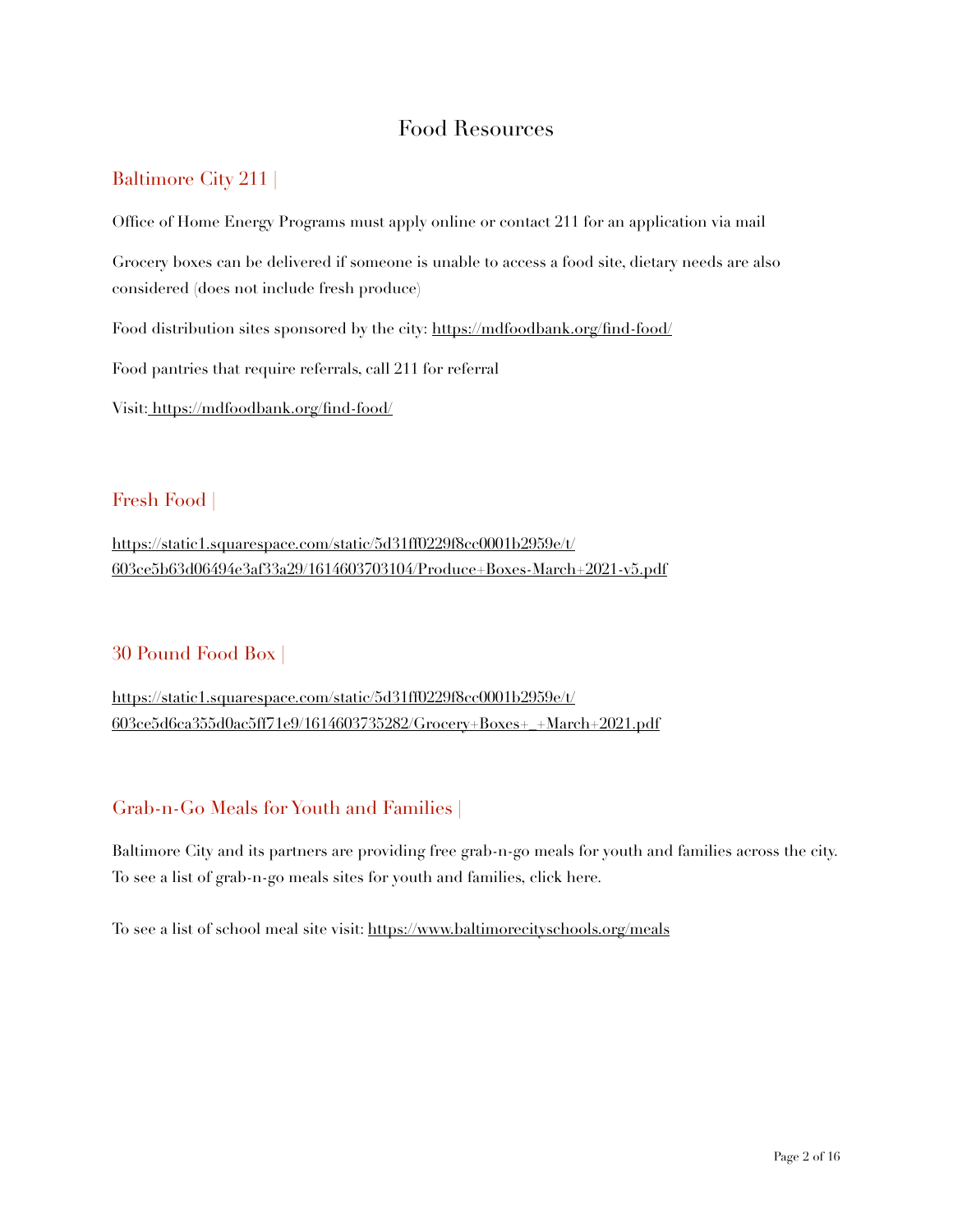# Food Resources

## Baltimore City 211 |

Office of Home Energy Programs must apply online or contact 211 for an application via mail

Grocery boxes can be delivered if someone is unable to access a food site, dietary needs are also considered (does not include fresh produce)

Food distribution sites sponsored by the city: https://mdfoodbank.org/find-food/

Food pantries that require referrals, call 211 for referral

Visit: https://mdfoodbank.org/find-food/

## Fresh Food |

https://static1.squarespace.com/static/5d31ff0229f8cc0001b2959e/t/603ce5b63d06494e3af33a29/1614603703104/Produce+Boxes-March+2021-v5.pdf

## 30 Pound Food Box |

https://static1.squarespace.com/static/5d31ff0229f8cc0001b2959e/t/603ce5d6ca355d0ac5ff71e9/1614603735282/Grocery+Boxes+_+March+2021.pdf

## Grab-n-Go Meals for Youth and Families |

Baltimore City and its partners are providing free grab-n-go meals for youth and families across the city. To see a list of grab-n-go meals sites for youth and families, click here.

To see a list of school meal site visit: https://www.baltimorecityschools.org/meals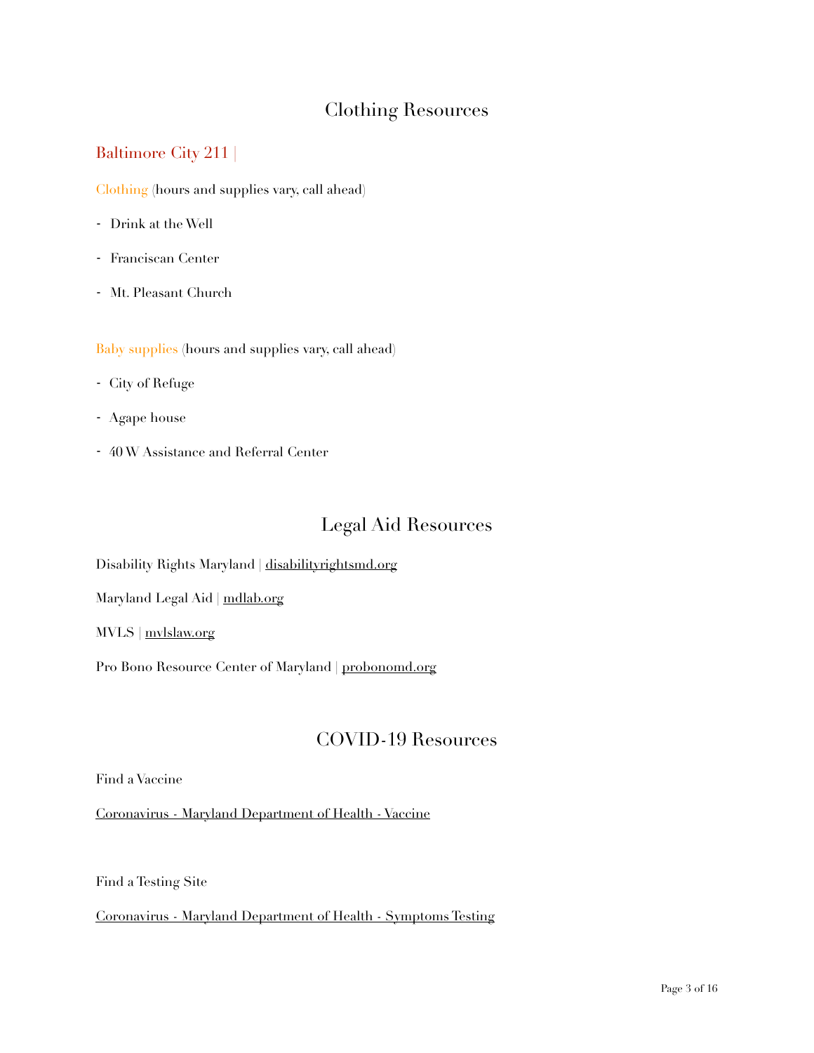## Clothing Resources

### Baltimore City 211 |

Clothing (hours and supplies vary, call ahead)

- Drink at the Well
- Franciscan Center
- Mt. Pleasant Church

Baby supplies (hours and supplies vary, call ahead)

- City of Refuge
- Agape house
- 40 W Assistance and Referral Center

## Legal Aid Resources

Disability Rights Maryland | disabilityrightsmd.org

Maryland Legal Aid | mdlab.org

MVLS | mvlslaw.org

Pro Bono Resource Center of Maryland | probonomd.org

## COVID-19 Resources

Find a Vaccine

Coronavirus - Maryland Department of Health - Vaccine

Find a Testing Site

Coronavirus - Maryland Department of Health - Symptoms Testing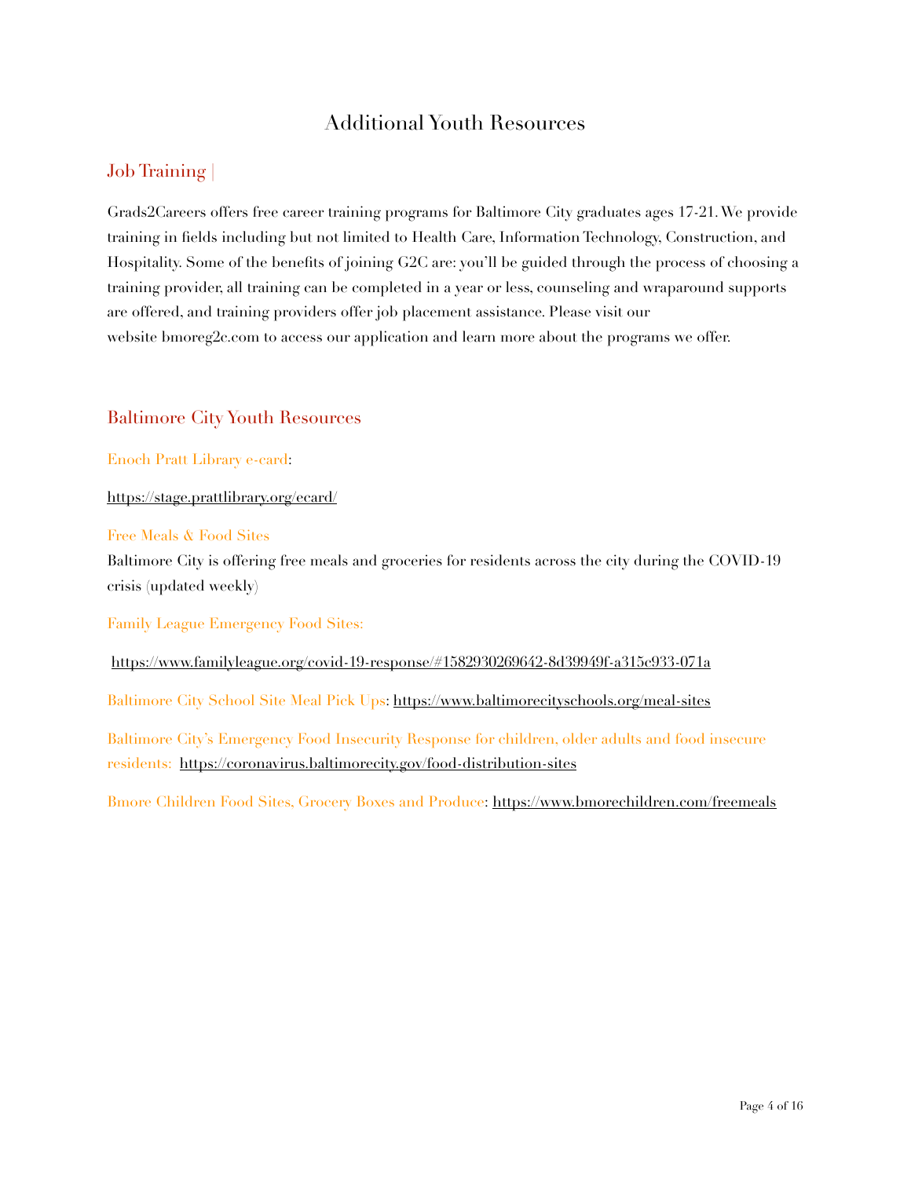# Additional Youth Resources

## Job Training |

Grads2Careers offers free career training programs for Baltimore City graduates ages 17-21. We provide training in fields including but not limited to Health Care, Information Technology, Construction, and Hospitality. Some of the benefits of joining G2C are: you'll be guided through the process of choosing a training provider, all training can be completed in a year or less, counseling and wraparound supports are offered, and training providers offer job placement assistance. Please visit our website bmoreg2c.com to access our application and learn more about the programs we offer.

## Baltimore City Youth Resources

### Enoch Pratt Library e-card:

https://stage.prattlibrary.org/ecard/

### Free Meals & Food Sites

Baltimore City is offering free meals and groceries for residents across the city during the COVID-19 crisis (updated weekly)

### Family League Emergency Food Sites:

https://www.familyleague.org/covid-19-response/#1582930269642-8d39949f-a315c933-071a

**Baltimore City School Site Meal Pick Ups**: https://www.baltimorecityschools.org/meal-sites

**Baltimore City's Emergency Food Insecurity Response for children, older adults and food insecure residents:** https://coronavirus.baltimorecity.gov/food-distribution-sites

**Bmore Children Food Sites, Grocery Boxes and Produce**: https://www.bmorechildren.com/freemeals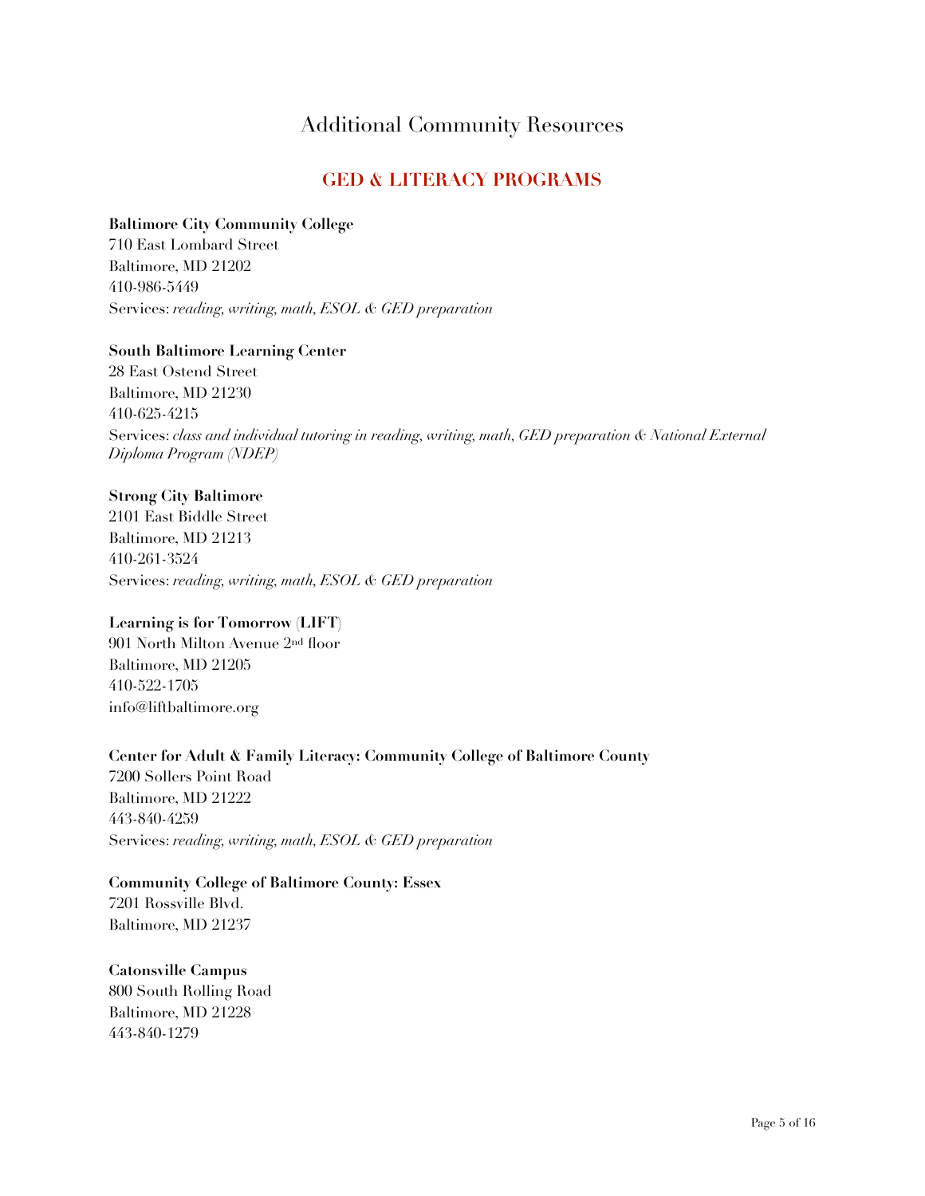# Additional Community Resources

## GED & LITERACY PROGRAMS

**Baltimore City Community College**
710 East Lombard Street
Baltimore, MD 21202
410-986-5449
Services: *reading, writing, math, ESOL & GED preparation*

**South Baltimore Learning Center**
28 East Ostend Street
Baltimore, MD 21230
410-625-4215
Services: *class and individual tutoring in reading, writing, math, GED preparation & National External Diploma Program (NDEP)*

**Strong City Baltimore**
2101 East Biddle Street
Baltimore, MD 21213
410-261-3524
Services: *reading, writing, math, ESOL & GED preparation*

**Learning is for Tomorrow** (**LIFT**)
901 North Milton Avenue 2nd floor
Baltimore, MD 21205
410-522-1705
info@liftbaltimore.org

**Center for Adult & Family Literacy: Community College of Baltimore County**
7200 Sollers Point Road
Baltimore, MD 21222
443-840-4259
Services: *reading, writing, math, ESOL & GED preparation*

**Community College of Baltimore County: Essex**
7201 Rossville Blvd.
Baltimore, MD 21237

**Catonsville Campus**
800 South Rolling Road
Baltimore, MD 21228
443-840-1279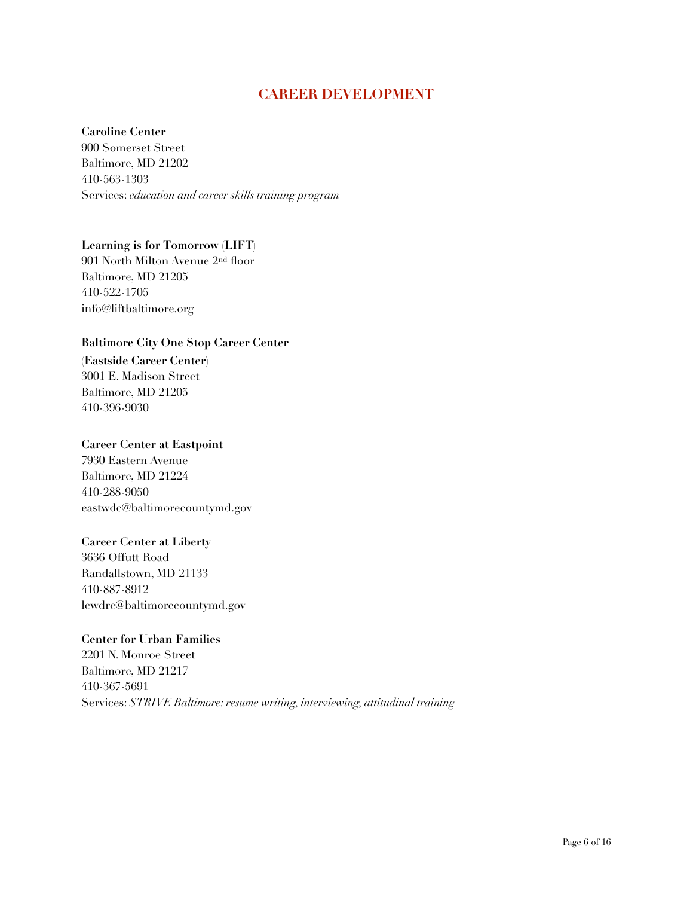# CAREER DEVELOPMENT

**Caroline Center**
900 Somerset Street
Baltimore, MD 21202
410-563-1303
Services: *education and career skills training program*

**Learning is for Tomorrow (LIFT)**
901 North Milton Avenue 2nd floor
Baltimore, MD 21205
410-522-1705
info@liftbaltimore.org

**Baltimore City One Stop Career Center**
**(Eastside Career Center)**
3001 E. Madison Street
Baltimore, MD 21205
410-396-9030

**Career Center at Eastpoint**
7930 Eastern Avenue
Baltimore, MD 21224
410-288-9050
eastwdc@baltimorecountymd.gov

**Career Center at Liberty**
3636 Offutt Road
Randallstown, MD 21133
410-887-8912
lcwdrc@baltimorecountymd.gov

**Center for Urban Families**
2201 N. Monroe Street
Baltimore, MD 21217
410-367-5691
Services: *STRIVE Baltimore: resume writing, interviewing, attitudinal training*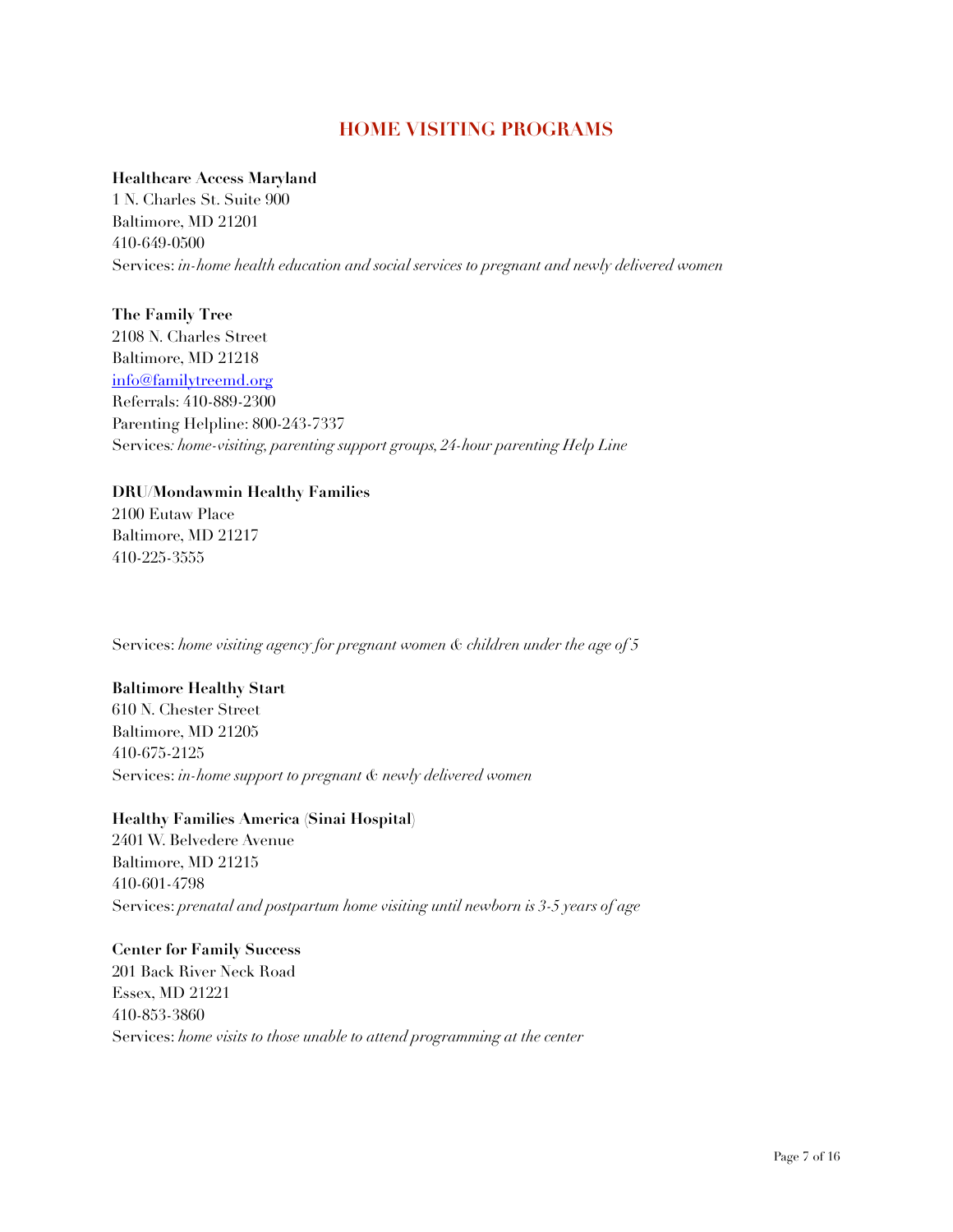## HOME VISITING PROGRAMS

**Healthcare Access Maryland**
1 N. Charles St. Suite 900
Baltimore, MD 21201
410-649-0500
Services: *in-home health education and social services to pregnant and newly delivered women*

**The Family Tree**
2108 N. Charles Street
Baltimore, MD 21218
info@familytreemd.org
Referrals: 410-889-2300
Parenting Helpline: 800-243-7337
Services*: home-visiting, parenting support groups, 24-hour parenting Help Line*

**DRU/Mondawmin Healthy Families**
2100 Eutaw Place
Baltimore, MD 21217
410-225-3555

Services: *home visiting agency for pregnant women & children under the age of 5*

**Baltimore Healthy Start**
610 N. Chester Street
Baltimore, MD 21205
410-675-2125
Services: *in-home support to pregnant & newly delivered women*

**Healthy Families America (Sinai Hospital)**
2401 W. Belvedere Avenue
Baltimore, MD 21215
410-601-4798
Services: *prenatal and postpartum home visiting until newborn is 3-5 years of age*

**Center for Family Success**
201 Back River Neck Road
Essex, MD 21221
410-853-3860
Services: *home visits to those unable to attend programming at the center*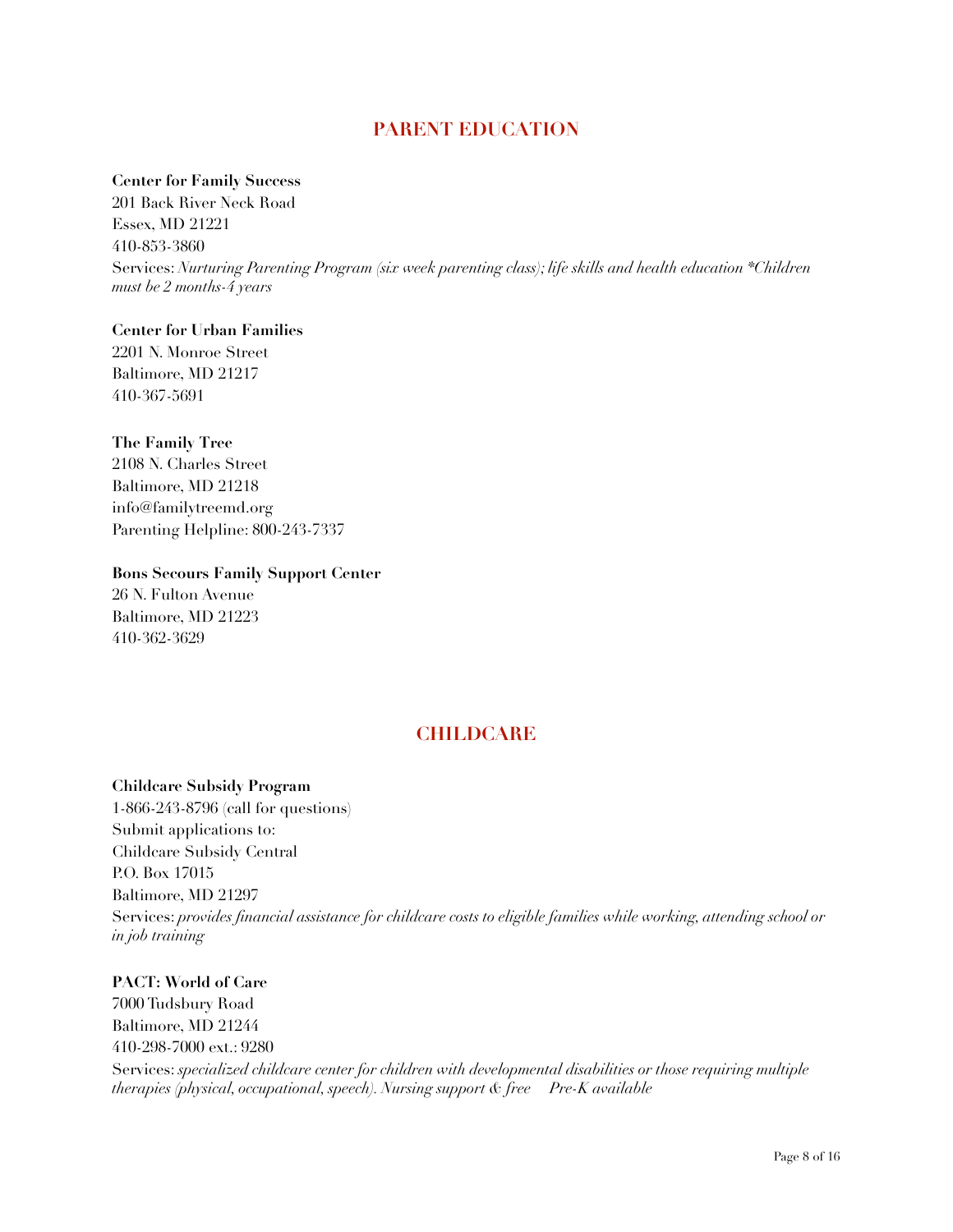## PARENT EDUCATION

**Center for Family Success**
201 Back River Neck Road
Essex, MD 21221
410-853-3860
Services: *Nurturing Parenting Program (six week parenting class); life skills and health education *Children must be 2 months-4 years*

**Center for Urban Families**
2201 N. Monroe Street
Baltimore, MD 21217
410-367-5691

**The Family Tree**
2108 N. Charles Street
Baltimore, MD 21218
info@familytreemd.org
Parenting Helpline: 800-243-7337

**Bons Secours Family Support Center**
26 N. Fulton Avenue
Baltimore, MD 21223
410-362-3629

## CHILDCARE

**Childcare Subsidy Program**
1-866-243-8796 (call for questions)
Submit applications to:
Childcare Subsidy Central
P.O. Box 17015
Baltimore, MD 21297
Services: *provides financial assistance for childcare costs to eligible families while working, attending school or in job training*

**PACT: World of Care**
7000 Tudsbury Road
Baltimore, MD 21244
410-298-7000 ext.: 9280
Services: *specialized childcare center for children with developmental disabilities or those requiring multiple therapies (physical, occupational, speech). Nursing support & free Pre-K available*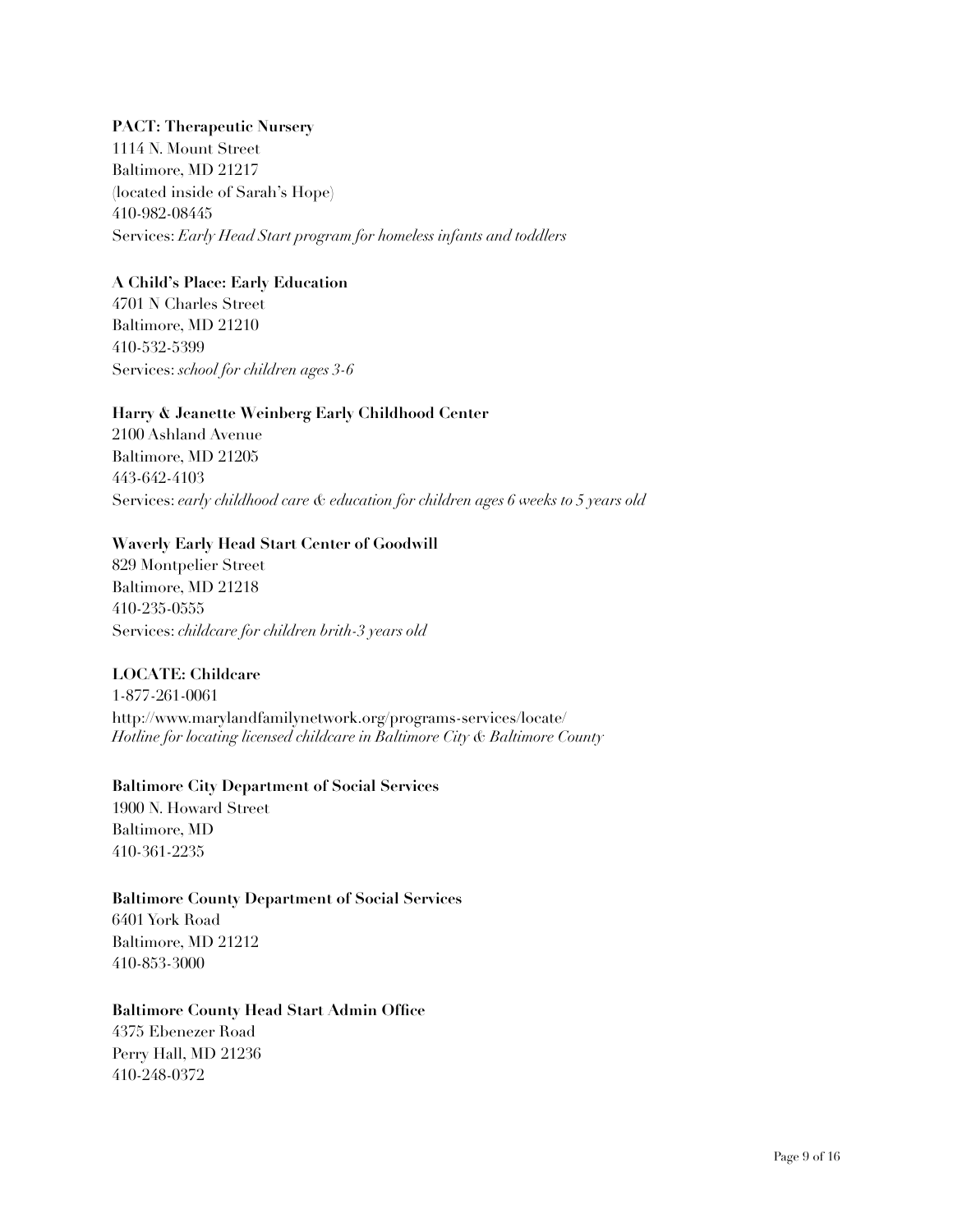**PACT: Therapeutic Nursery**
1114 N. Mount Street
Baltimore, MD 21217
(located inside of Sarah's Hope)
410-982-08445
Services: *Early Head Start program for homeless infants and toddlers*

**A Child's Place: Early Education**
4701 N Charles Street
Baltimore, MD 21210
410-532-5399
Services: *school for children ages 3-6*

**Harry & Jeanette Weinberg Early Childhood Center**
2100 Ashland Avenue
Baltimore, MD 21205
443-642-4103
Services: *early childhood care & education for children ages 6 weeks to 5 years old*

**Waverly Early Head Start Center of Goodwill**
829 Montpelier Street
Baltimore, MD 21218
410-235-0555
Services: *childcare for children brith-3 years old*

**LOCATE: Childcare**
1-877-261-0061
http://www.marylandfamilynetwork.org/programs-services/locate/
*Hotline for locating licensed childcare in Baltimore City & Baltimore County*

**Baltimore City Department of Social Services**
1900 N. Howard Street
Baltimore, MD
410-361-2235

**Baltimore County Department of Social Services**
6401 York Road
Baltimore, MD 21212
410-853-3000

**Baltimore County Head Start Admin Office**
4375 Ebenezer Road
Perry Hall, MD 21236
410-248-0372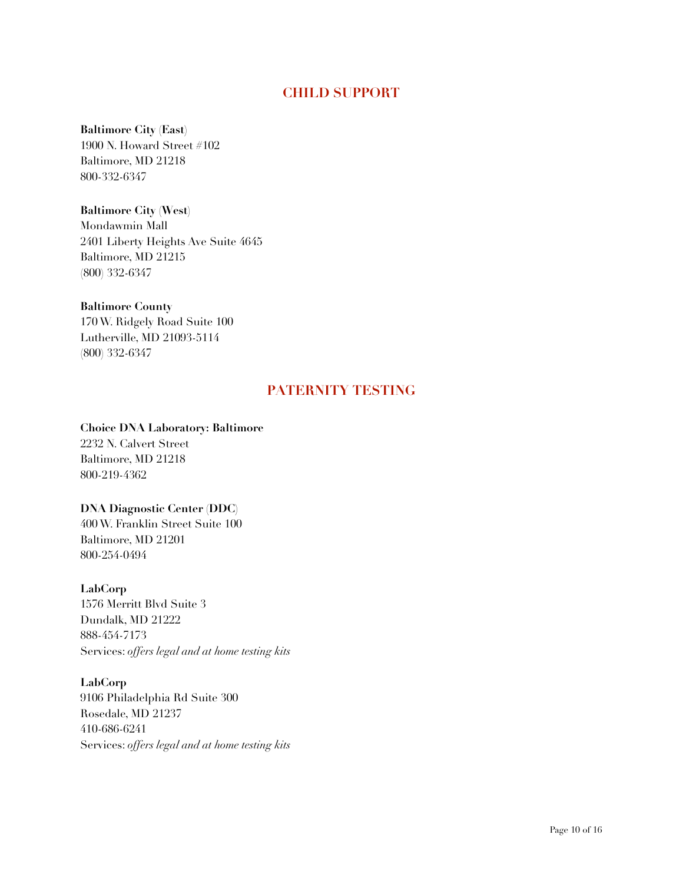## CHILD SUPPORT

**Baltimore City (East)**
1900 N. Howard Street #102
Baltimore, MD 21218
800-332-6347

**Baltimore City (West)**
Mondawmin Mall
2401 Liberty Heights Ave Suite 4645
Baltimore, MD 21215
(800) 332-6347

**Baltimore County**
170 W. Ridgely Road Suite 100
Lutherville, MD 21093-5114
(800) 332-6347

## PATERNITY TESTING

**Choice DNA Laboratory: Baltimore**
2232 N. Calvert Street
Baltimore, MD 21218
800-219-4362

**DNA Diagnostic Center (DDC)**
400 W. Franklin Street Suite 100
Baltimore, MD 21201
800-254-0494

**LabCorp**
1576 Merritt Blvd Suite 3
Dundalk, MD 21222
888-454-7173
Services: *offers legal and at home testing kits*

**LabCorp**
9106 Philadelphia Rd Suite 300
Rosedale, MD 21237
410-686-6241
Services: *offers legal and at home testing kits*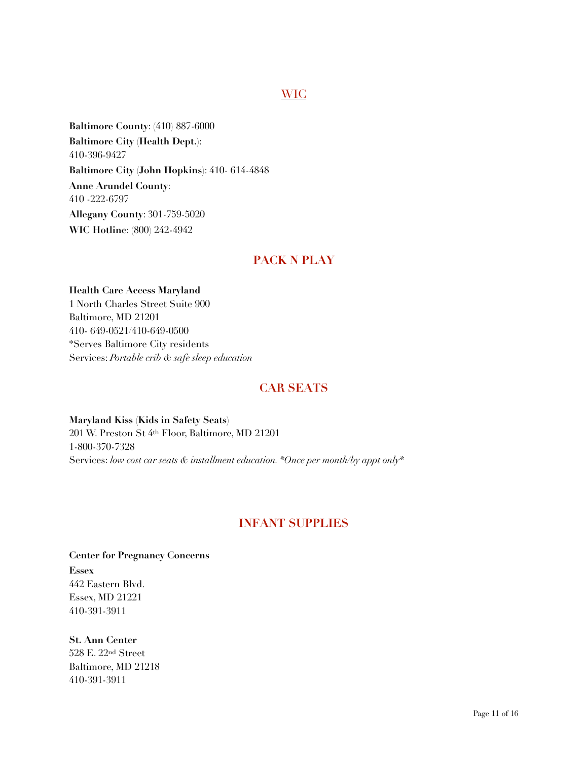## WIC

**Baltimore County**: (410) 887-6000

**Baltimore City (Health Dept.)**:
410-396-9427

**Baltimore City (John Hopkins)**: 410- 614-4848

**Anne Arundel County**:
410 -222-6797

**Allegany County**: 301-759-5020

**WIC Hotline**: (800) 242-4942

## PACK N PLAY

**Health Care Access Maryland**
1 North Charles Street Suite 900
Baltimore, MD 21201
410- 649-0521/410-649-0500
*Serves Baltimore City residents
Services: *Portable crib & safe sleep education*

## CAR SEATS

**Maryland Kiss (Kids in Safety Seats)**
201 W. Preston St 4th Floor, Baltimore, MD 21201
1-800-370-7328
Services: *low cost car seats & installment education. *Once per month/by appt only**

## INFANT SUPPLIES

**Center for Pregnancy Concerns**

**Essex**
442 Eastern Blvd.
Essex, MD 21221
410-391-3911

**St. Ann Center**
528 E. 22nd Street
Baltimore, MD 21218
410-391-3911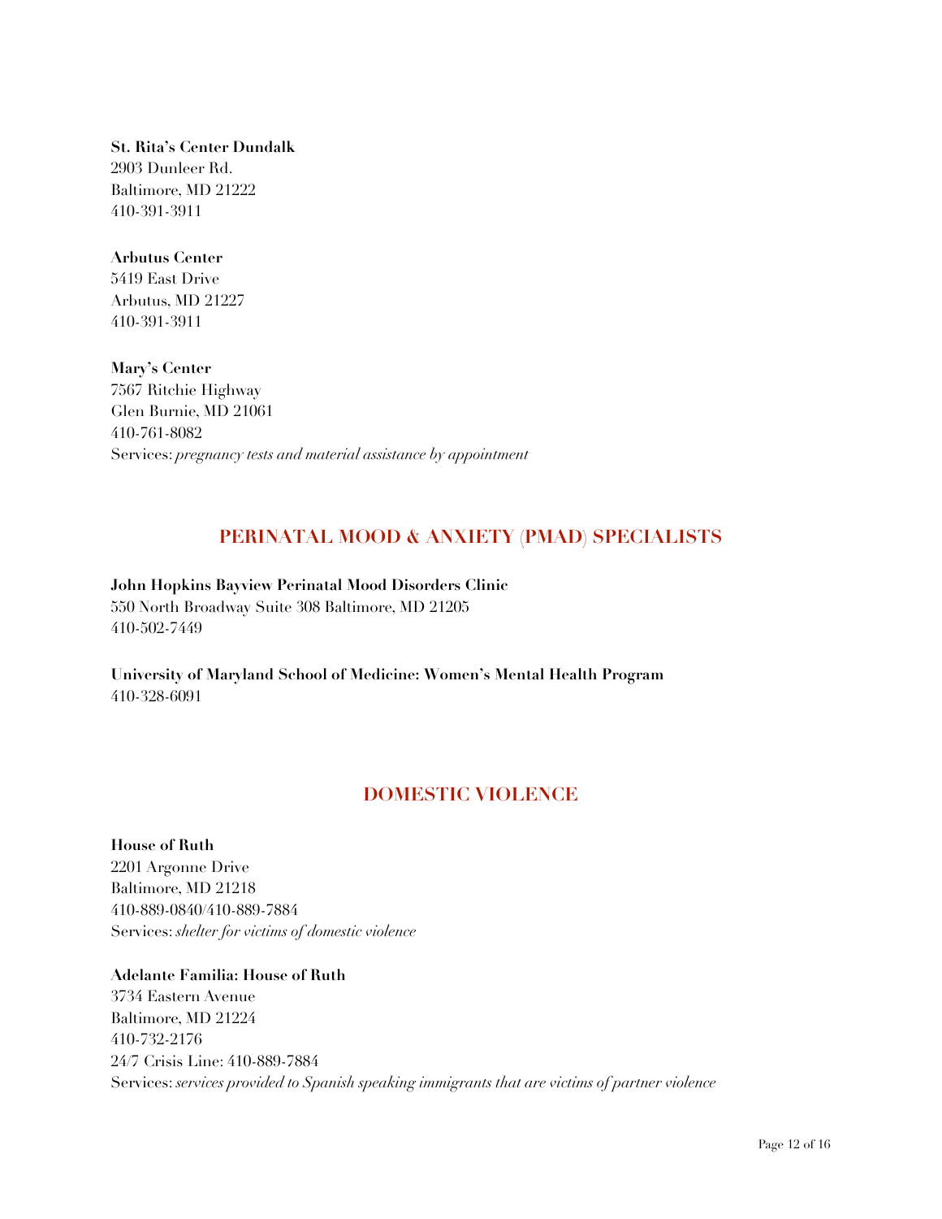**St. Rita's Center Dundalk**
2903 Dunleer Rd.
Baltimore, MD 21222
410-391-3911

**Arbutus Center**
5419 East Drive
Arbutus, MD 21227
410-391-3911

**Mary's Center**
7567 Ritchie Highway
Glen Burnie, MD 21061
410-761-8082
Services: *pregnancy tests and material assistance by appointment*

## PERINATAL MOOD & ANXIETY (PMAD) SPECIALISTS

**John Hopkins Bayview Perinatal Mood Disorders Clinic**
550 North Broadway Suite 308 Baltimore, MD 21205
410-502-7449

**University of Maryland School of Medicine: Women's Mental Health Program**
410-328-6091

## DOMESTIC VIOLENCE

**House of Ruth**
2201 Argonne Drive
Baltimore, MD 21218
410-889-0840/410-889-7884
Services: *shelter for victims of domestic violence*

**Adelante Familia: House of Ruth**
3734 Eastern Avenue
Baltimore, MD 21224
410-732-2176
24/7 Crisis Line: 410-889-7884
Services: *services provided to Spanish speaking immigrants that are victims of partner violence*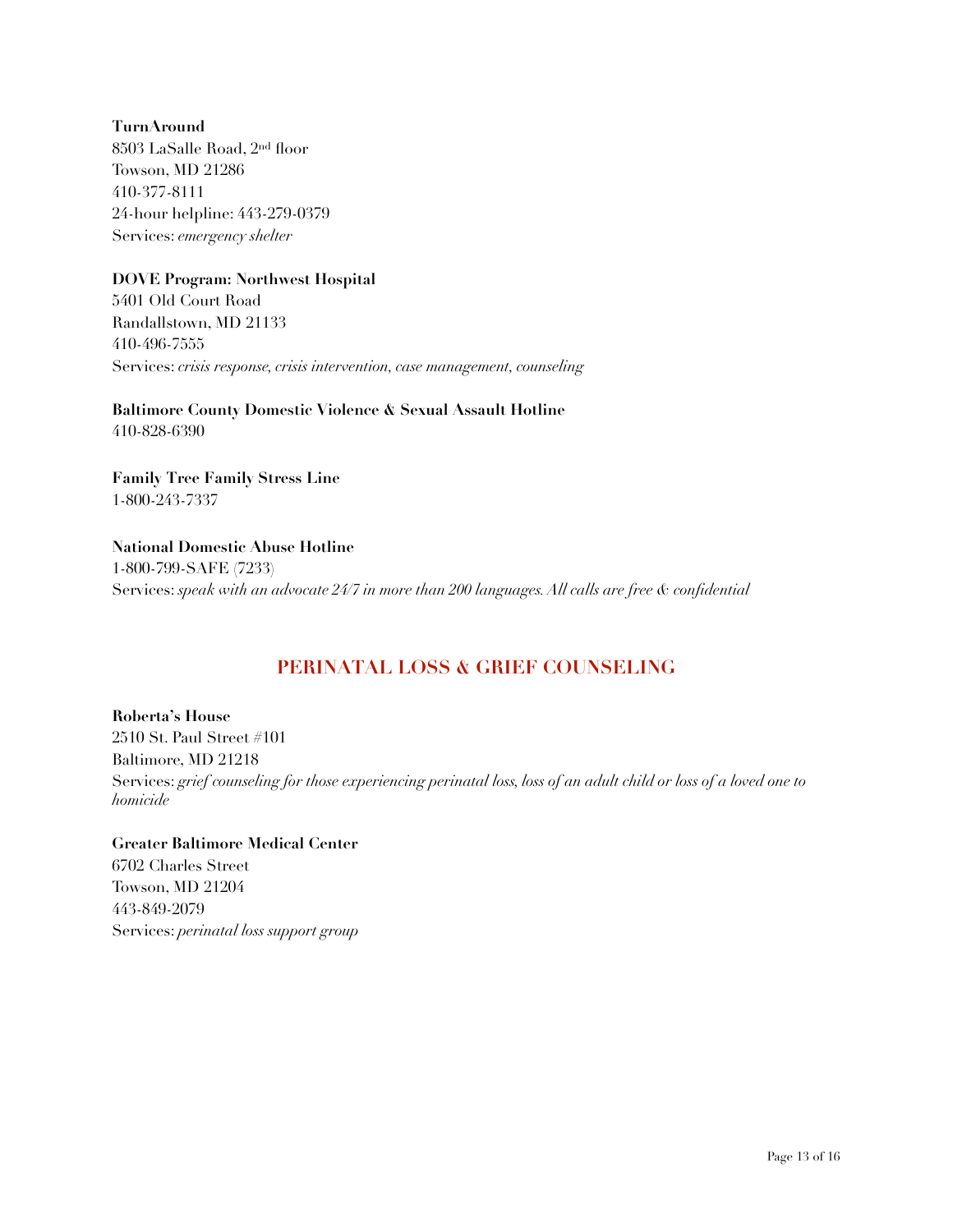**TurnAround**  
8503 LaSalle Road, 2nd floor  
Towson, MD 21286  
410-377-8111  
24-hour helpline: 443-279-0379  
Services: *emergency shelter*

**DOVE Program: Northwest Hospital**  
5401 Old Court Road  
Randallstown, MD 21133  
410-496-7555  
Services: *crisis response, crisis intervention, case management, counseling*

**Baltimore County Domestic Violence & Sexual Assault Hotline**  
410-828-6390

**Family Tree Family Stress Line**  
1-800-243-7337

**National Domestic Abuse Hotline**  
1-800-799-SAFE (7233)  
Services: *speak with an advocate 24/7 in more than 200 languages. All calls are free & confidential*

## PERINATAL LOSS & GRIEF COUNSELING

**Roberta's House**  
2510 St. Paul Street #101  
Baltimore, MD 21218  
Services: *grief counseling for those experiencing perinatal loss, loss of an adult child or loss of a loved one to homicide*

**Greater Baltimore Medical Center**  
6702 Charles Street  
Towson, MD 21204  
443-849-2079  
Services: *perinatal loss support group*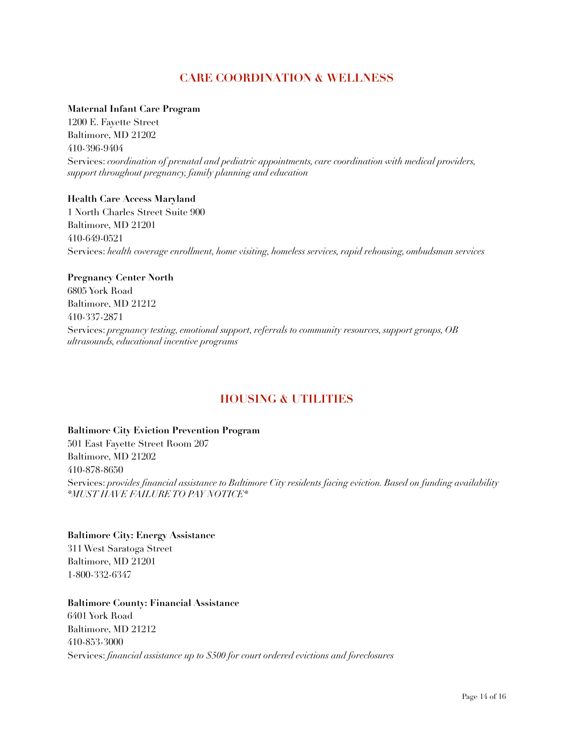## CARE COORDINATION & WELLNESS

**Maternal Infant Care Program**
1200 E. Fayette Street
Baltimore, MD 21202
410-396-9404
Services: *coordination of prenatal and pediatric appointments, care coordination with medical providers, support throughout pregnancy, family planning and education*

**Health Care Access Maryland**
1 North Charles Street Suite 900
Baltimore, MD 21201
410-649-0521
Services: *health coverage enrollment, home visiting, homeless services, rapid rehousing, ombudsman services*

**Pregnancy Center North**
6805 York Road
Baltimore, MD 21212
410-337-2871
Services: *pregnancy testing, emotional support, referrals to community resources, support groups, OB ultrasounds, educational incentive programs*

## HOUSING & UTILITIES

**Baltimore City Eviction Prevention Program**
501 East Fayette Street Room 207
Baltimore, MD 21202
410-878-8650
Services: *provides financial assistance to Baltimore City residents facing eviction. Based on funding availability *MUST HAVE FAILURE TO PAY NOTICE**

**Baltimore City: Energy Assistance**
311 West Saratoga Street
Baltimore, MD 21201
1-800-332-6347

**Baltimore County: Financial Assistance**
6401 York Road
Baltimore, MD 21212
410-853-3000
Services: *financial assistance up to $500 for court ordered evictions and foreclosures*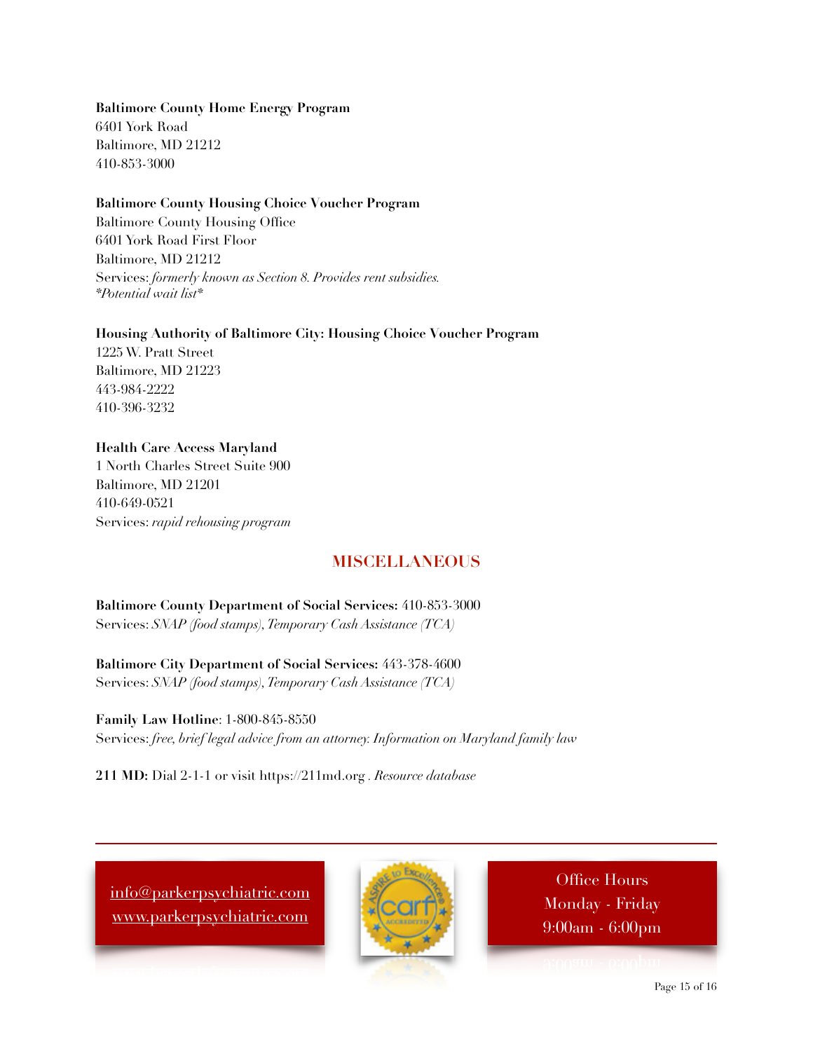**Baltimore County Home Energy Program**
6401 York Road
Baltimore, MD 21212
410-853-3000

**Baltimore County Housing Choice Voucher Program**
Baltimore County Housing Office
6401 York Road First Floor
Baltimore, MD 21212
Services: *formerly known as Section 8. Provides rent subsidies.*
*\*Potential wait list\**

**Housing Authority of Baltimore City: Housing Choice Voucher Program**
1225 W. Pratt Street
Baltimore, MD 21223
443-984-2222
410-396-3232

**Health Care Access Maryland**
1 North Charles Street Suite 900
Baltimore, MD 21201
410-649-0521
Services: *rapid rehousing program*

## MISCELLANEOUS

**Baltimore County Department of Social Services:** 410-853-3000
Services: *SNAP (food stamps), Temporary Cash Assistance (TCA)*

**Baltimore City Department of Social Services:** 443-378-4600
Services: *SNAP (food stamps), Temporary Cash Assistance (TCA)*

**Family Law Hotline**: 1-800-845-8550
Services: *free, brief legal advice from an attorney. Information on Maryland family law*

**211 MD:** Dial 2-1-1 or visit https://211md.org . *Resource database*

info@parkerpsychiatric.com
www.parkerpsychiatric.com

Office Hours
Monday - Friday
9:00am - 6:00pm